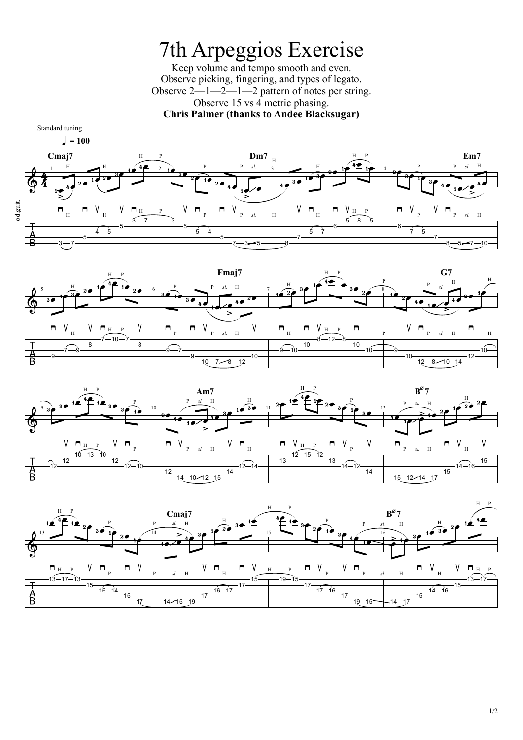# 7th Arpeggios Exercise

Keep volume and tempo smooth and even.
Observe picking, fingering, and types of legato.
Observe 2—1—2—1—2 pattern of notes per string.
Observe 15 vs 4 metric phasing.
**Chris Palmer (thanks to Andee Blacksugar)**

Standard tuning

♩ = 100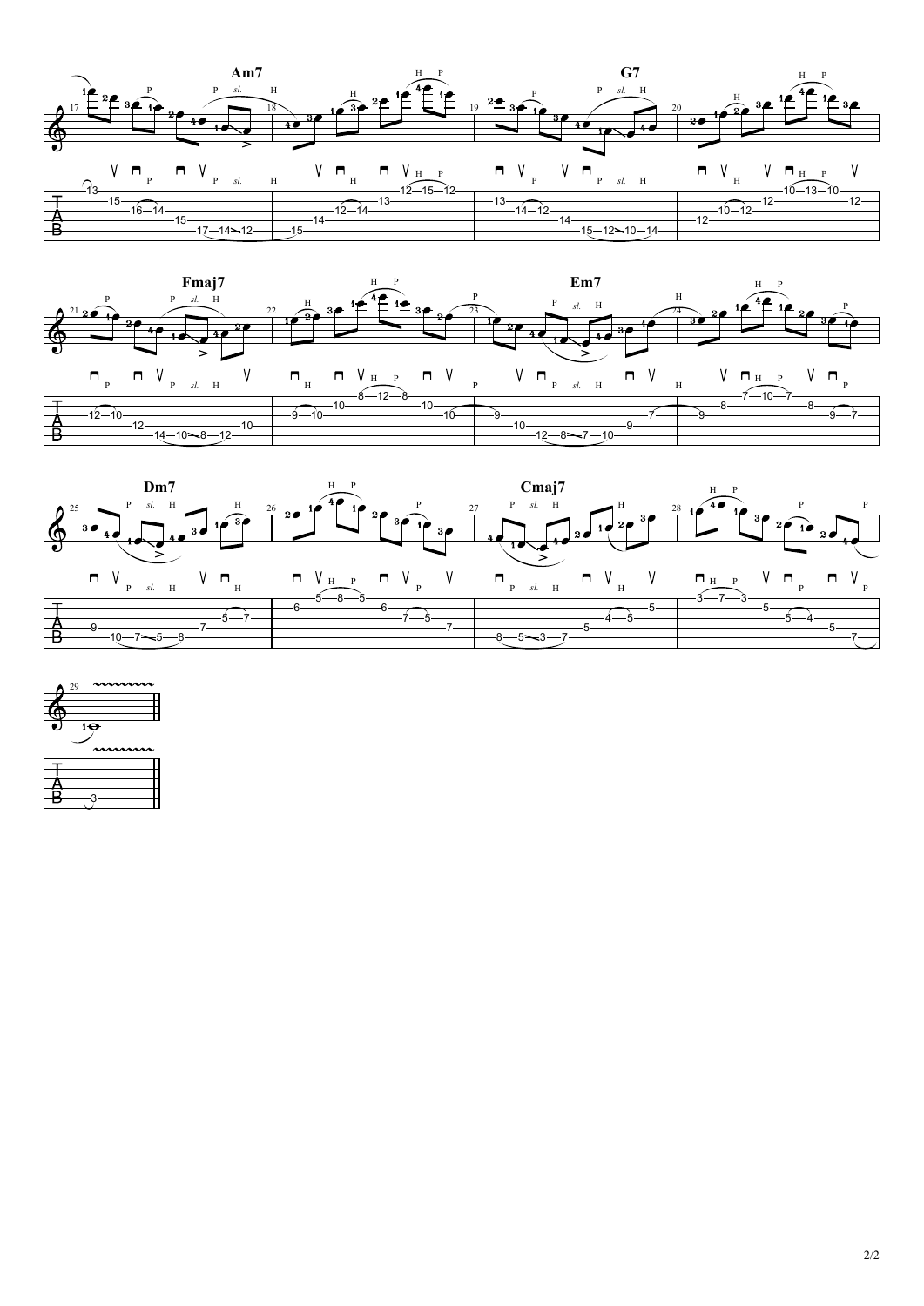Am7
G7
Fmaj7
Em7
Dm7
Cmaj7